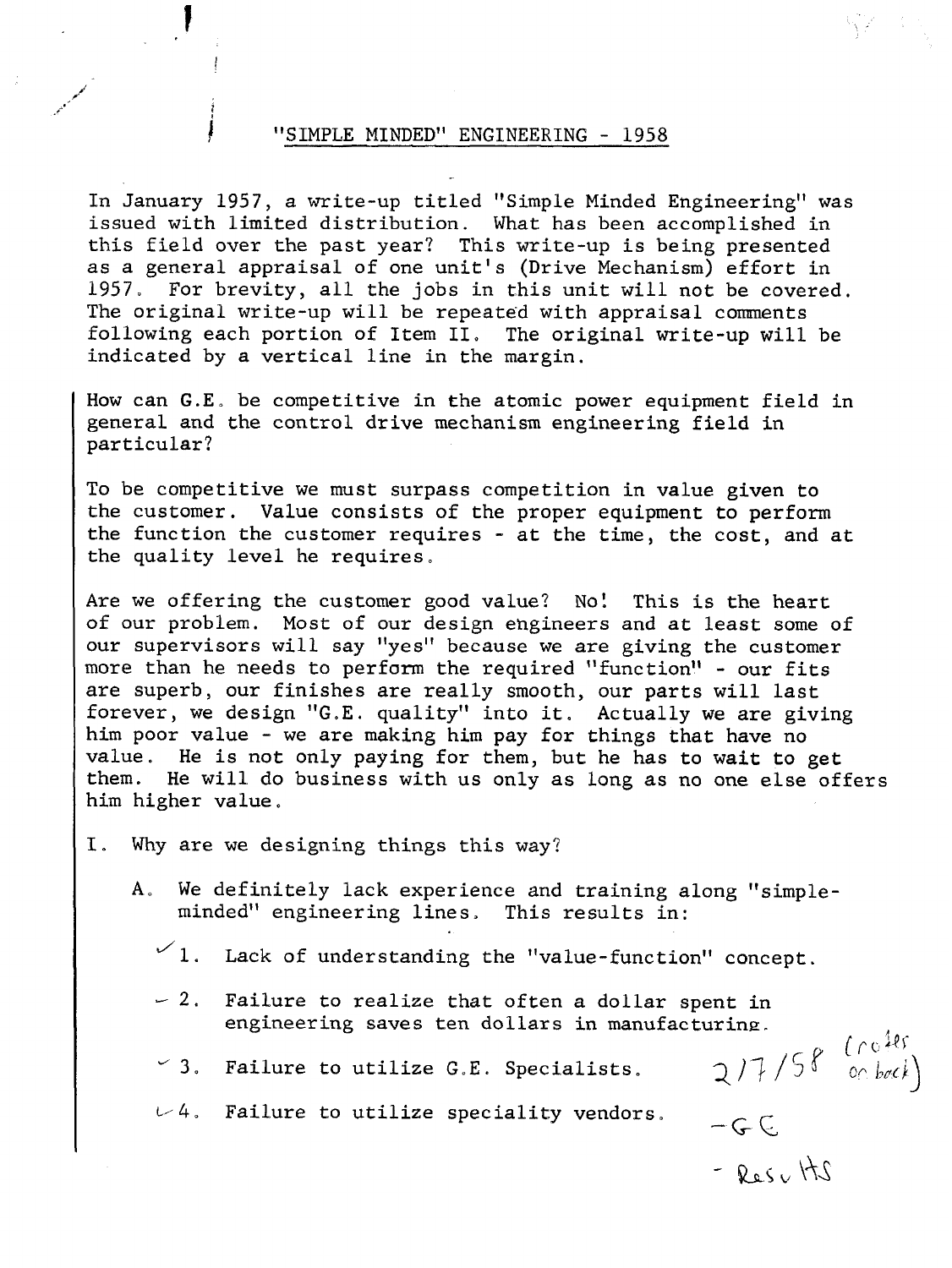# "SIMPLE MINDED" ENGINEERING - 1958

In January 1957, a write-up titled "Simple Minded Engineering" was issued with limited distribution. What has been accomplished in this field over the past year? This write-up is being presented as a general appraisal of one unit's (Drive Mechanism) effort in 1957. For brevity, all the jobs in this unit will not be covered. The original write-up will be repeated with appraisal comments following each portion of Item II. The original write-up will be indicated by a vertical line in the margin.

How can G.E. be competitive in the atomic power equipment field in general and the control drive mechanism engineering field in particular?

To be competitive we must surpass competition in value given to the customer. Value consists of the proper equipment to perform the function the customer requires - at the time, the cost, and at the quality level he requires.

Are we offering the customer good value? No! This is the heart of our problem. Most of our design engineers and at least some of our supervisors will say "yes" because we are giving the customer more than he needs to perform the required "function" - our fits are superb, our finishes are really smooth, our parts will last forever, we design "G.E. quality" into it. Actually we are giving him poor value - we are making him pay for things that have no value. He is not only paying for them, but he has to wait to get them. He will do business with us only as long as no one else offers him higher value.

I. Why are we designing things this way?

   A. We definitely lack experience and training along "simple-minded" engineering lines. This results in:

      1. Lack of understanding the "value-function" concept.

      2. Failure to realize that often a dollar spent in engineering saves ten dollars in manufacturing.

      3. Failure to utilize G.E. Specialists.

      4. Failure to utilize speciality vendors.

2/7/58 (notes on back)
- GC
- Results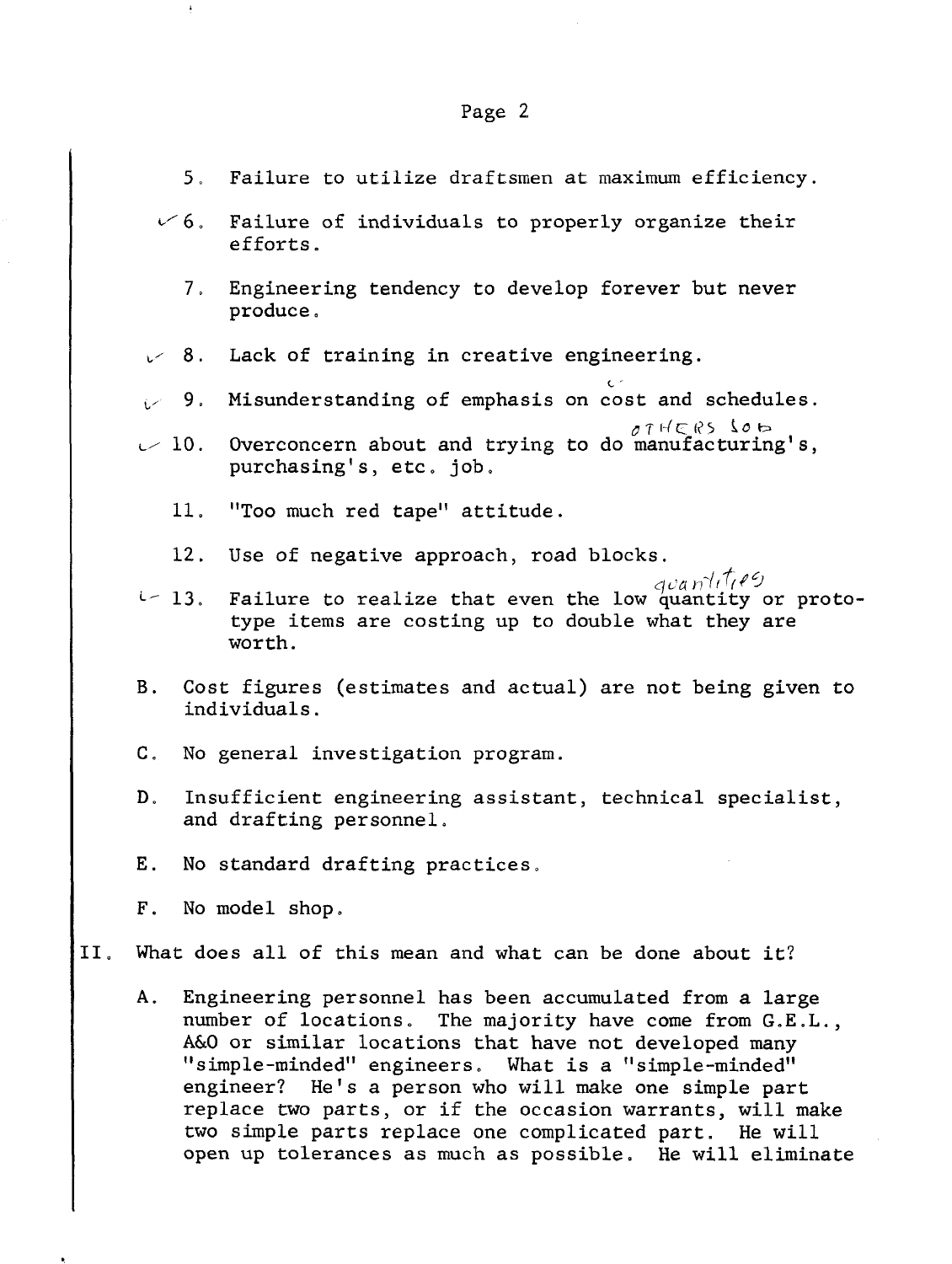5. Failure to utilize draftsmen at maximum efficiency.

6. Failure of individuals to properly organize their efforts.

7. Engineering tendency to develop forever but never produce.

8. Lack of training in creative engineering.

9. Misunderstanding of emphasis on cost and schedules.

10. Overconcern about and trying to do manufacturing's, purchasing's, etc. job.

11. "Too much red tape" attitude.

12. Use of negative approach, road blocks.

13. Failure to realize that even the low quantity or prototype items are costing up to double what they are worth.

B. Cost figures (estimates and actual) are not being given to individuals.

C. No general investigation program.

D. Insufficient engineering assistant, technical specialist, and drafting personnel.

E. No standard drafting practices.

F. No model shop.

II. What does all of this mean and what can be done about it?

A. Engineering personnel has been accumulated from a large number of locations. The majority have come from G.E.L., A&O or similar locations that have not developed many "simple-minded" engineers. What is a "simple-minded" engineer? He's a person who will make one simple part replace two parts, or if the occasion warrants, will make two simple parts replace one complicated part. He will open up tolerances as much as possible. He will eliminate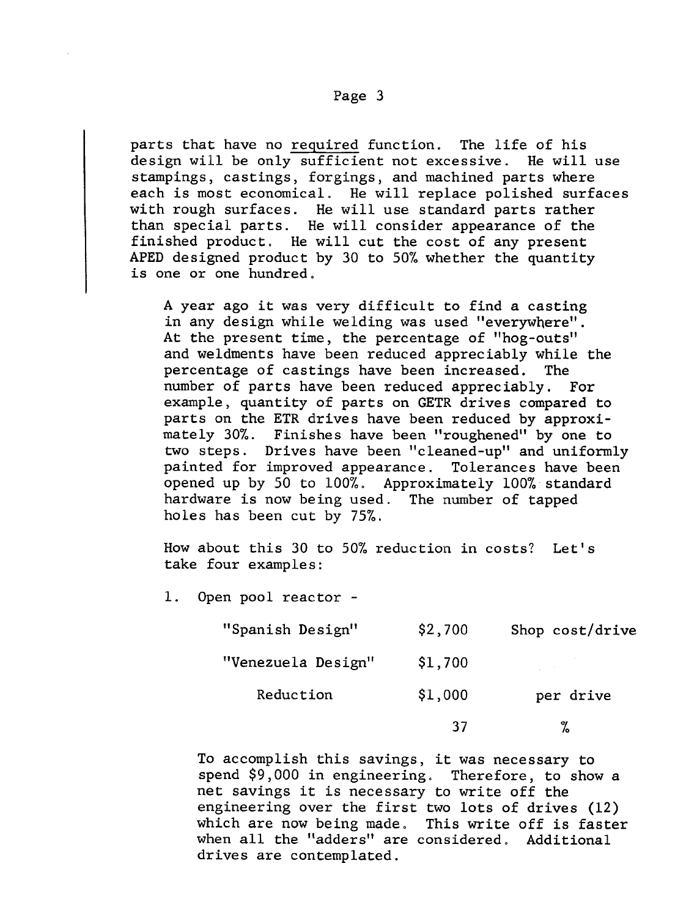parts that have no required function. The life of his design will be only sufficient not excessive. He will use stampings, castings, forgings, and machined parts where each is most economical. He will replace polished surfaces with rough surfaces. He will use standard parts rather than special parts. He will consider appearance of the finished product. He will cut the cost of any present APED designed product by 30 to 50% whether the quantity is one or one hundred.

A year ago it was very difficult to find a casting in any design while welding was used "everywhere". At the present time, the percentage of "hog-outs" and weldments have been reduced appreciably while the percentage of castings have been increased. The number of parts have been reduced appreciably. For example, quantity of parts on GETR drives compared to parts on the ETR drives have been reduced by approximately 30%. Finishes have been "roughened" by one to two steps. Drives have been "cleaned-up" and uniformly painted for improved appearance. Tolerances have been opened up by 50 to 100%. Approximately 100% standard hardware is now being used. The number of tapped holes has been cut by 75%.

How about this 30 to 50% reduction in costs? Let's take four examples:

1. Open pool reactor -

| | | |
|---|---|---|
| "Spanish Design" | $2,700 | Shop cost/drive |
| "Venezuela Design" | $1,700 | |
| Reduction | $1,000 | per drive |
| | 37 | % |

To accomplish this savings, it was necessary to spend $9,000 in engineering. Therefore, to show a net savings it is necessary to write off the engineering over the first two lots of drives (12) which are now being made. This write off is faster when all the "adders" are considered. Additional drives are contemplated.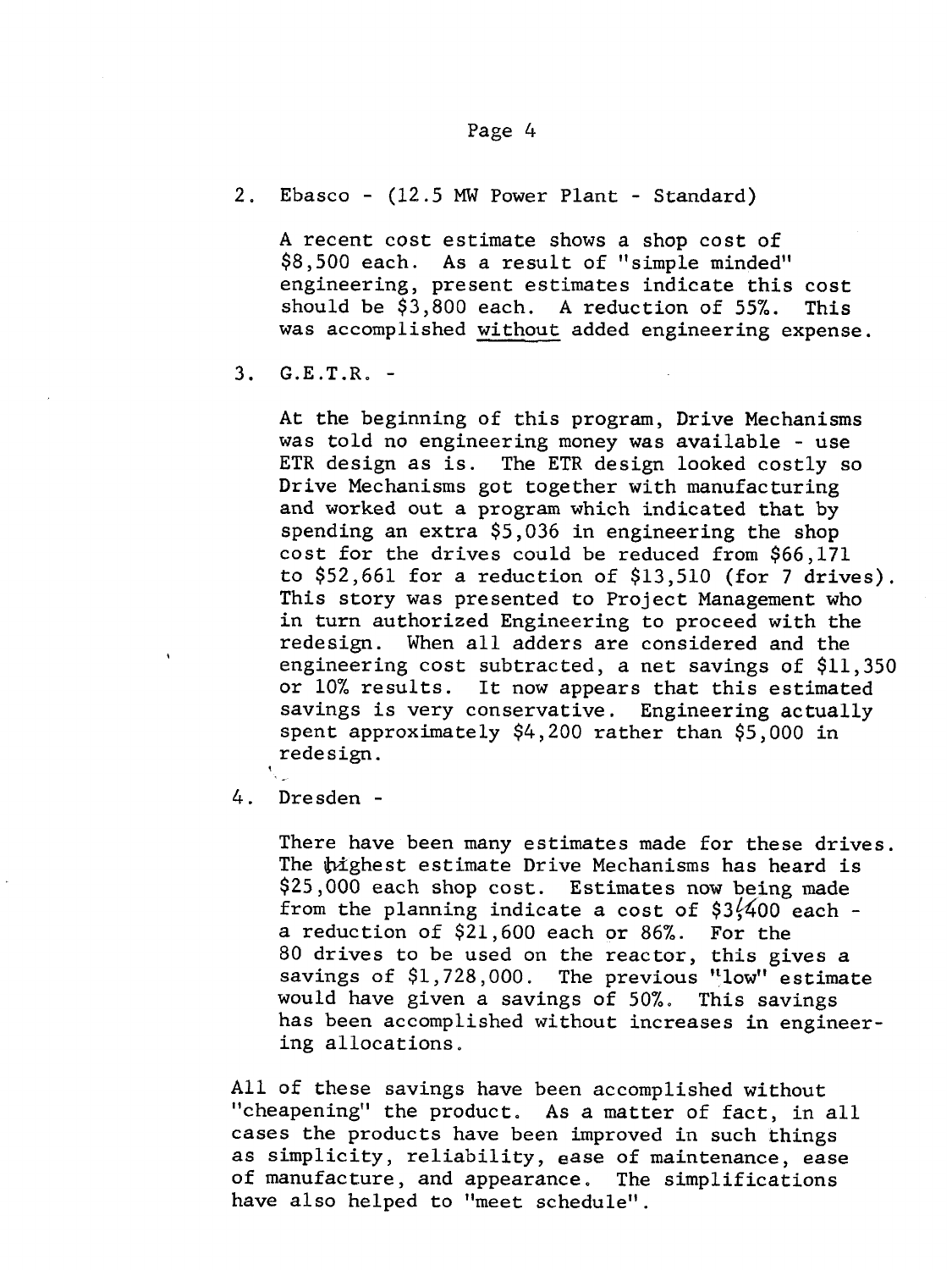2. Ebasco - (12.5 MW Power Plant - Standard)

   A recent cost estimate shows a shop cost of $8,500 each. As a result of "simple minded" engineering, present estimates indicate this cost should be $3,800 each. A reduction of 55%. This was accomplished without added engineering expense.

3. G.E.T.R. -

   At the beginning of this program, Drive Mechanisms was told no engineering money was available - use ETR design as is. The ETR design looked costly so Drive Mechanisms got together with manufacturing and worked out a program which indicated that by spending an extra $5,036 in engineering the shop cost for the drives could be reduced from $66,171 to $52,661 for a reduction of $13,510 (for 7 drives). This story was presented to Project Management who in turn authorized Engineering to proceed with the redesign. When all adders are considered and the engineering cost subtracted, a net savings of $11,350 or 10% results. It now appears that this estimated savings is very conservative. Engineering actually spent approximately $4,200 rather than $5,000 in redesign.

4. Dresden -

   There have been many estimates made for these drives. The highest estimate Drive Mechanisms has heard is $25,000 each shop cost. Estimates now being made from the planning indicate a cost of $3,400 each - a reduction of $21,600 each or 86%. For the 80 drives to be used on the reactor, this gives a savings of $1,728,000. The previous "low" estimate would have given a savings of 50%. This savings has been accomplished without increases in engineering allocations.

All of these savings have been accomplished without "cheapening" the product. As a matter of fact, in all cases the products have been improved in such things as simplicity, reliability, ease of maintenance, ease of manufacture, and appearance. The simplifications have also helped to "meet schedule".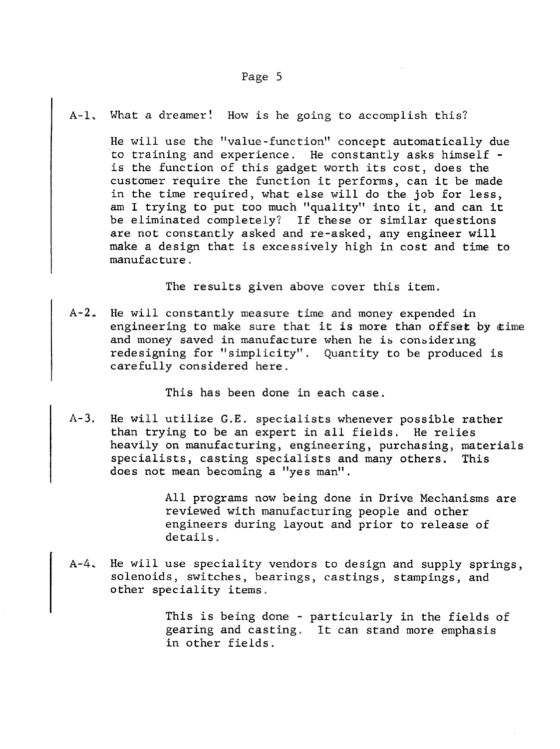A-1. What a dreamer! How is he going to accomplish this?

He will use the "value-function" concept automatically due to training and experience. He constantly asks himself - is the function of this gadget worth its cost, does the customer require the function it performs, can it be made in the time required, what else will do the job for less, am I trying to put too much "quality" into it, and can it be eliminated completely? If these or similar questions are not constantly asked and re-asked, any engineer will make a design that is excessively high in cost and time to manufacture.

> The results given above cover this item.

A-2. He will constantly measure time and money expended in engineering to make sure that it is more than offset by time and money saved in manufacture when he is considering redesigning for "simplicity". Quantity to be produced is carefully considered here.

> This has been done in each case.

A-3. He will utilize G.E. specialists whenever possible rather than trying to be an expert in all fields. He relies heavily on manufacturing, engineering, purchasing, materials specialists, casting specialists and many others. This does not mean becoming a "yes man".

> All programs now being done in Drive Mechanisms are reviewed with manufacturing people and other engineers during layout and prior to release of details.

A-4. He will use speciality vendors to design and supply springs, solenoids, switches, bearings, castings, stampings, and other speciality items.

> This is being done - particularly in the fields of gearing and casting. It can stand more emphasis in other fields.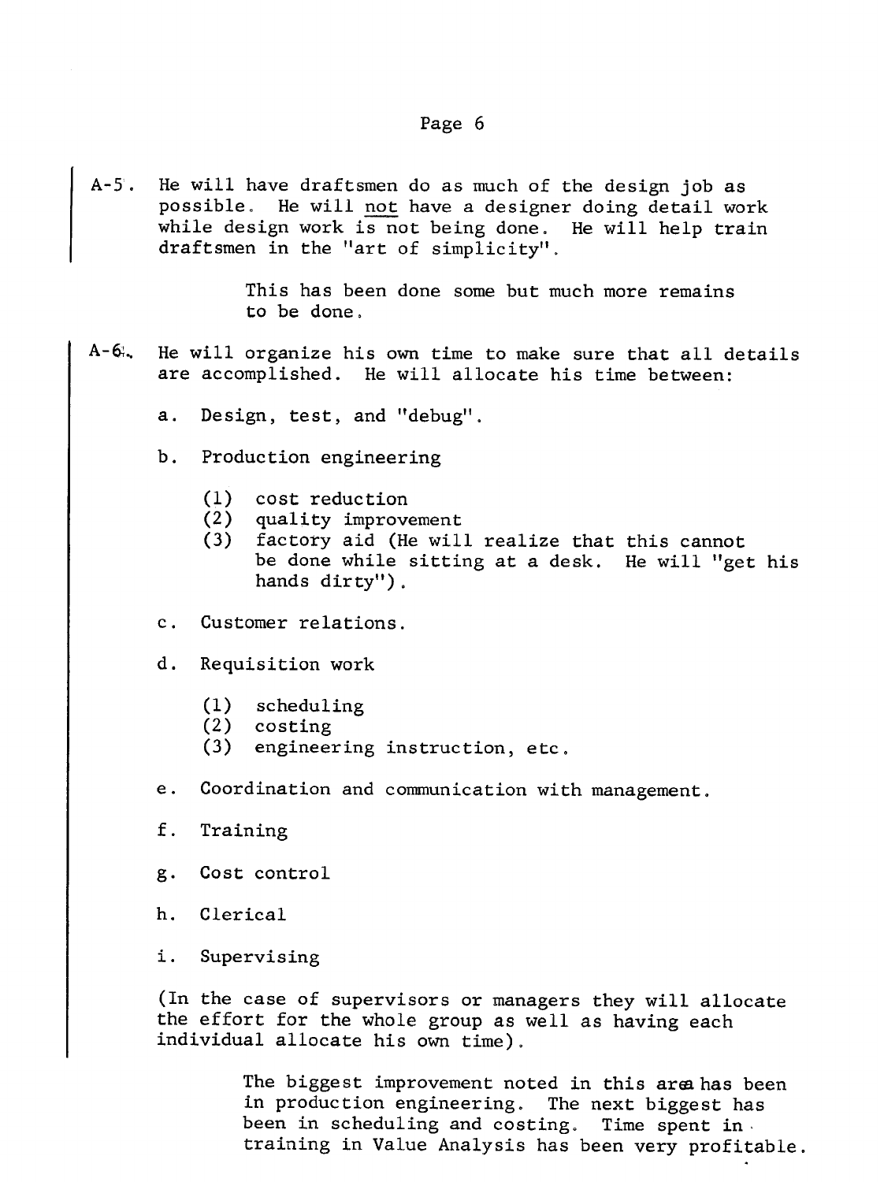A-5. He will have draftsmen do as much of the design job as possible. He will not have a designer doing detail work while design work is not being done. He will help train draftsmen in the "art of simplicity".

> This has been done some but much more remains to be done.

A-6. He will organize his own time to make sure that all details are accomplished. He will allocate his time between:

a. Design, test, and "debug".

b. Production engineering

   (1) cost reduction
   (2) quality improvement
   (3) factory aid (He will realize that this cannot be done while sitting at a desk. He will "get his hands dirty").

c. Customer relations.

d. Requisition work

   (1) scheduling
   (2) costing
   (3) engineering instruction, etc.

e. Coordination and communication with management.

f. Training

g. Cost control

h. Clerical

i. Supervising

(In the case of supervisors or managers they will allocate the effort for the whole group as well as having each individual allocate his own time).

> The biggest improvement noted in this area has been in production engineering. The next biggest has been in scheduling and costing. Time spent in training in Value Analysis has been very profitable.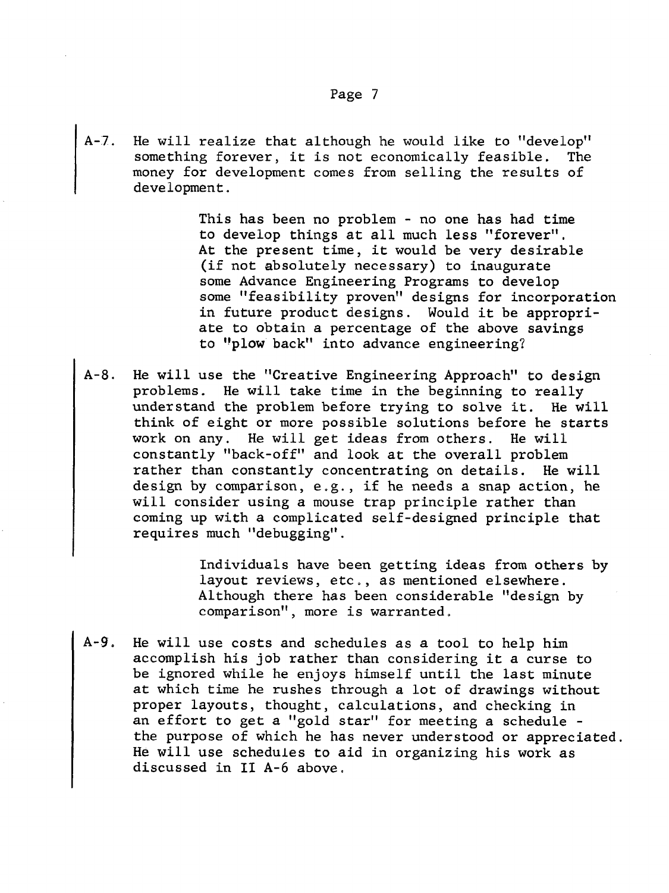A-7. He will realize that although he would like to "develop" something forever, it is not economically feasible. The money for development comes from selling the results of development.

> This has been no problem - no one has had time to develop things at all much less "forever". At the present time, it would be very desirable (if not absolutely necessary) to inaugurate some Advance Engineering Programs to develop some "feasibility proven" designs for incorporation in future product designs. Would it be appropriate to obtain a percentage of the above savings to "plow back" into advance engineering?

A-8. He will use the "Creative Engineering Approach" to design problems. He will take time in the beginning to really understand the problem before trying to solve it. He will think of eight or more possible solutions before he starts work on any. He will get ideas from others. He will constantly "back-off" and look at the overall problem rather than constantly concentrating on details. He will design by comparison, e.g., if he needs a snap action, he will consider using a mouse trap principle rather than coming up with a complicated self-designed principle that requires much "debugging".

> Individuals have been getting ideas from others by layout reviews, etc., as mentioned elsewhere. Although there has been considerable "design by comparison", more is warranted.

A-9. He will use costs and schedules as a tool to help him accomplish his job rather than considering it a curse to be ignored while he enjoys himself until the last minute at which time he rushes through a lot of drawings without proper layouts, thought, calculations, and checking in an effort to get a "gold star" for meeting a schedule - the purpose of which he has never understood or appreciated. He will use schedules to aid in organizing his work as discussed in II A-6 above.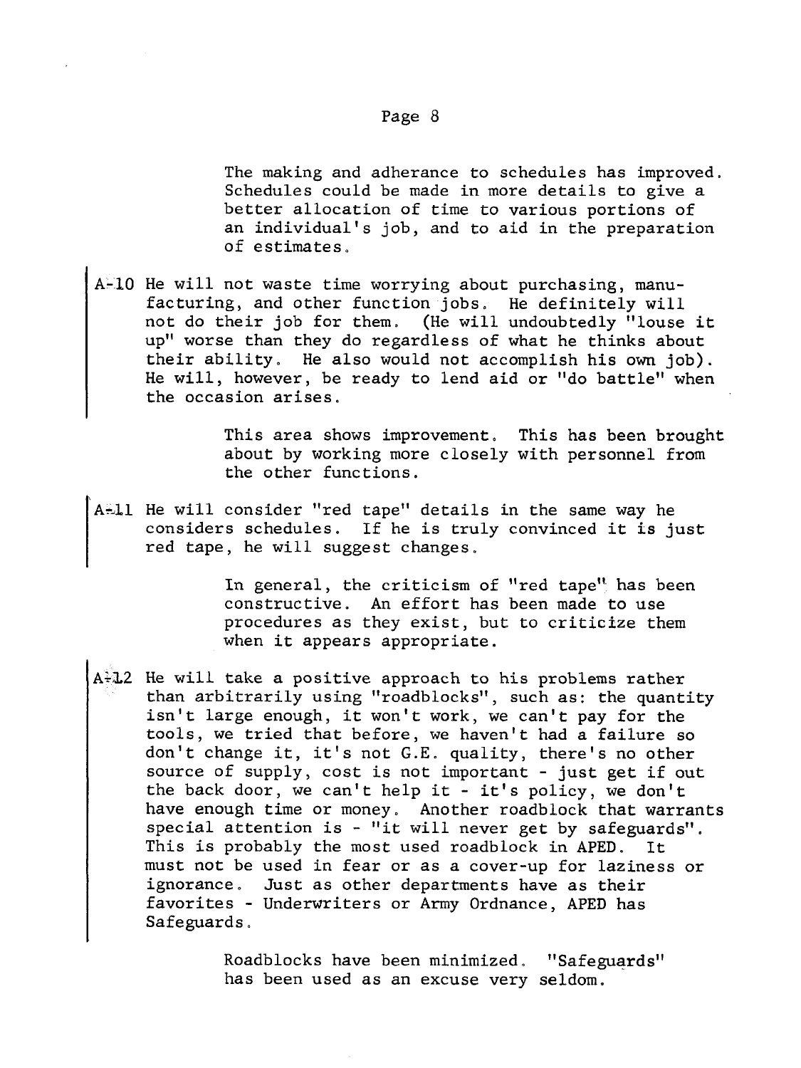The making and adherance to schedules has improved. Schedules could be made in more details to give a better allocation of time to various portions of an individual's job, and to aid in the preparation of estimates.

A-10 He will not waste time worrying about purchasing, manufacturing, and other function jobs. He definitely will not do their job for them. (He will undoubtedly "louse it up" worse than they do regardless of what he thinks about their ability. He also would not accomplish his own job). He will, however, be ready to lend aid or "do battle" when the occasion arises.

> This area shows improvement. This has been brought about by working more closely with personnel from the other functions.

A-11 He will consider "red tape" details in the same way he considers schedules. If he is truly convinced it is just red tape, he will suggest changes.

> In general, the criticism of "red tape" has been constructive. An effort has been made to use procedures as they exist, but to criticize them when it appears appropriate.

A-12 He will take a positive approach to his problems rather than arbitrarily using "roadblocks", such as: the quantity isn't large enough, it won't work, we can't pay for the tools, we tried that before, we haven't had a failure so don't change it, it's not G.E. quality, there's no other source of supply, cost is not important - just get if out the back door, we can't help it - it's policy, we don't have enough time or money. Another roadblock that warrants special attention is - "it will never get by safeguards". This is probably the most used roadblock in APED. It must not be used in fear or as a cover-up for laziness or ignorance. Just as other departments have as their favorites - Underwriters or Army Ordnance, APED has Safeguards.

> Roadblocks have been minimized. "Safeguards" has been used as an excuse very seldom.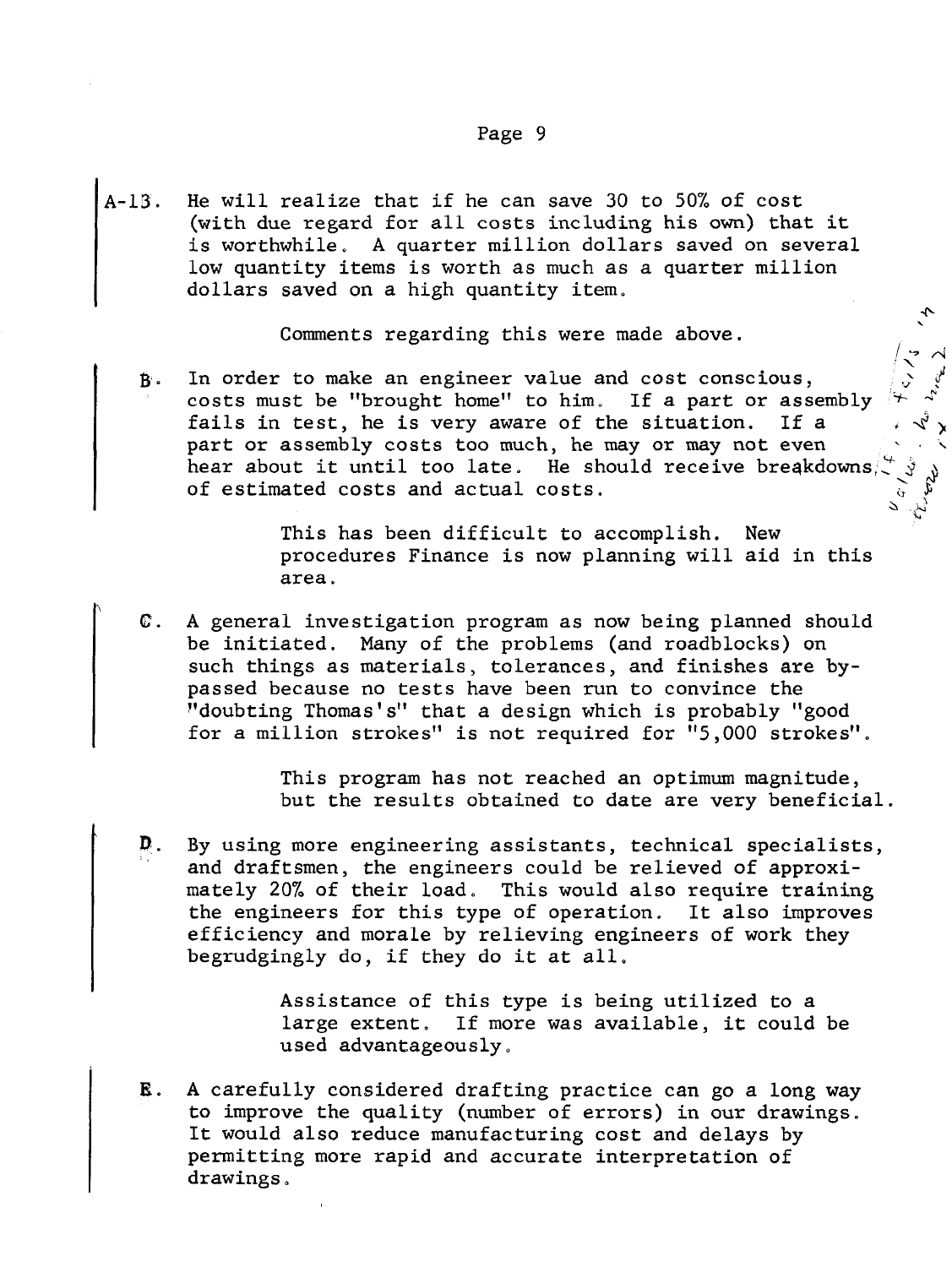A-13. He will realize that if he can save 30 to 50% of cost (with due regard for all costs including his own) that it is worthwhile. A quarter million dollars saved on several low quantity items is worth as much as a quarter million dollars saved on a high quantity item.

Comments regarding this were made above.

B. In order to make an engineer value and cost conscious, costs must be "brought home" to him. If a part or assembly fails in test, he is very aware of the situation. If a part or assembly costs too much, he may or may not even hear about it until too late. He should receive breakdowns of estimated costs and actual costs.

This has been difficult to accomplish. New procedures Finance is now planning will aid in this area.

C. A general investigation program as now being planned should be initiated. Many of the problems (and roadblocks) on such things as materials, tolerances, and finishes are bypassed because no tests have been run to convince the "doubting Thomas's" that a design which is probably "good for a million strokes" is not required for "5,000 strokes".

This program has not reached an optimum magnitude, but the results obtained to date are very beneficial.

D. By using more engineering assistants, technical specialists, and draftsmen, the engineers could be relieved of approximately 20% of their load. This would also require training the engineers for this type of operation. It also improves efficiency and morale by relieving engineers of work they begrudgingly do, if they do it at all.

Assistance of this type is being utilized to a large extent. If more was available, it could be used advantageously.

E. A carefully considered drafting practice can go a long way to improve the quality (number of errors) in our drawings. It would also reduce manufacturing cost and delays by permitting more rapid and accurate interpretation of drawings.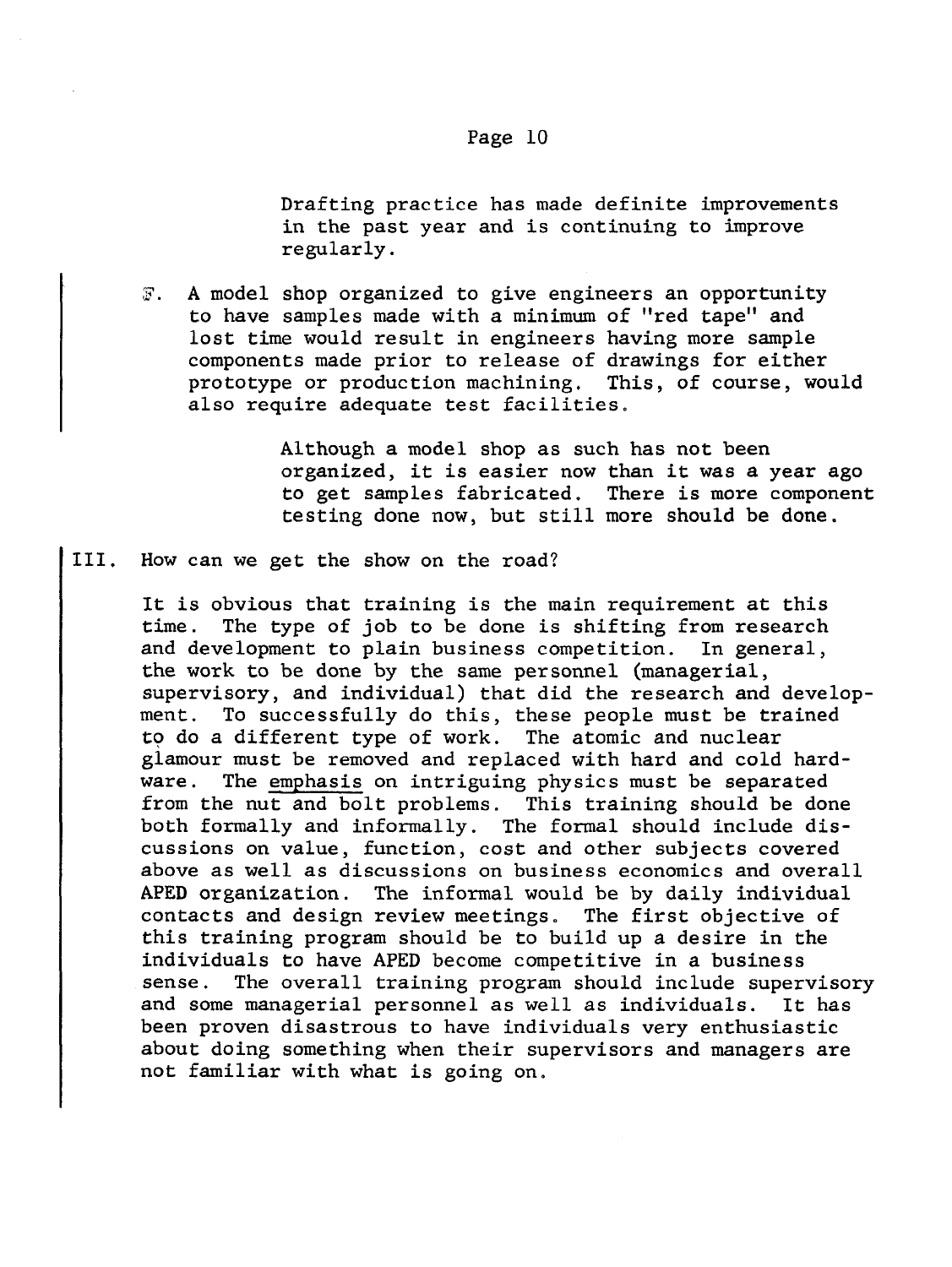Drafting practice has made definite improvements in the past year and is continuing to improve regularly.

F. A model shop organized to give engineers an opportunity to have samples made with a minimum of "red tape" and lost time would result in engineers having more sample components made prior to release of drawings for either prototype or production machining. This, of course, would also require adequate test facilities.

Although a model shop as such has not been organized, it is easier now than it was a year ago to get samples fabricated. There is more component testing done now, but still more should be done.

## III. How can we get the show on the road?

It is obvious that training is the main requirement at this time. The type of job to be done is shifting from research and development to plain business competition. In general, the work to be done by the same personnel (managerial, supervisory, and individual) that did the research and development. To successfully do this, these people must be trained to do a different type of work. The atomic and nuclear glamour must be removed and replaced with hard and cold hardware. The emphasis on intriguing physics must be separated from the nut and bolt problems. This training should be done both formally and informally. The formal should include discussions on value, function, cost and other subjects covered above as well as discussions on business economics and overall APED organization. The informal would be by daily individual contacts and design review meetings. The first objective of this training program should be to build up a desire in the individuals to have APED become competitive in a business sense. The overall training program should include supervisory and some managerial personnel as well as individuals. It has been proven disastrous to have individuals very enthusiastic about doing something when their supervisors and managers are not familiar with what is going on.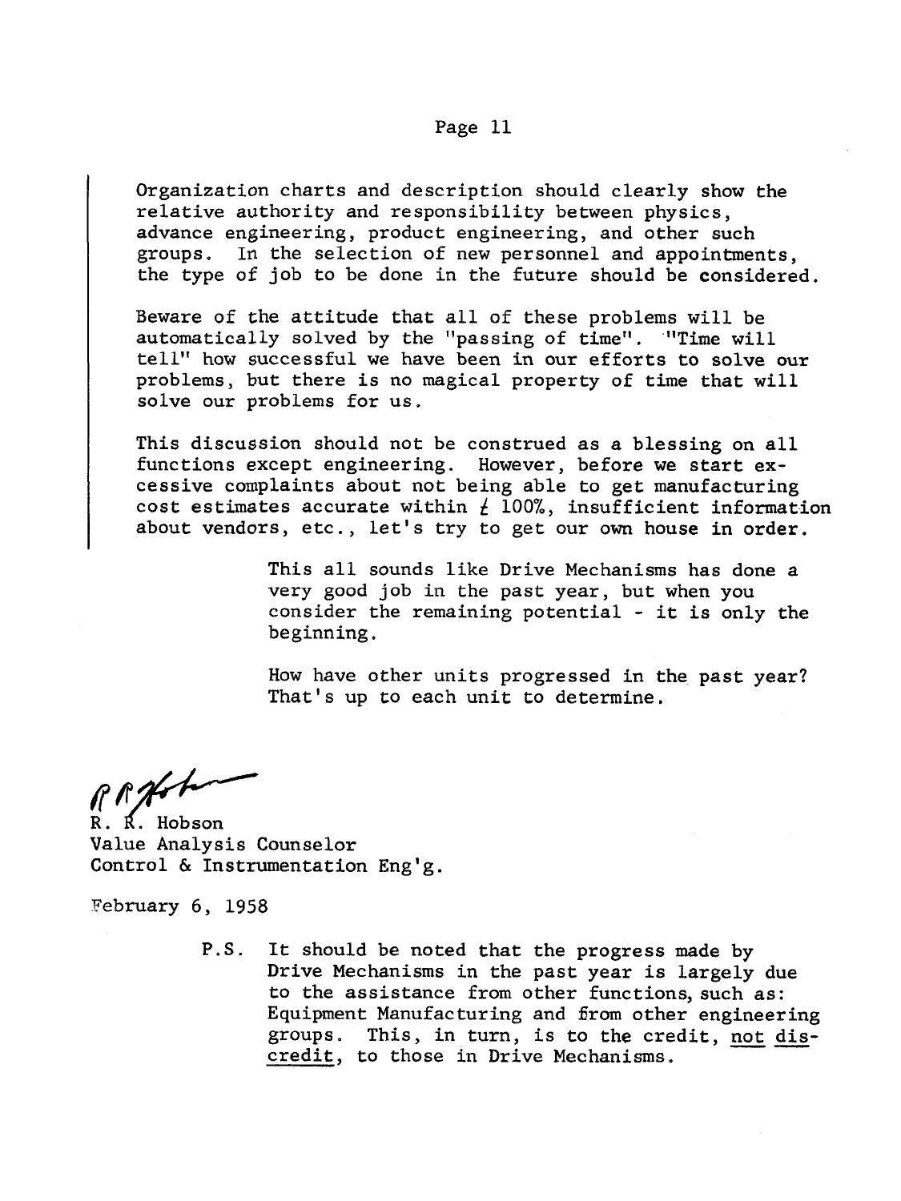Organization charts and description should clearly show the relative authority and responsibility between physics, advance engineering, product engineering, and other such groups. In the selection of new personnel and appointments, the type of job to be done in the future should be considered.

Beware of the attitude that all of these problems will be automatically solved by the "passing of time". "Time will tell" how successful we have been in our efforts to solve our problems, but there is no magical property of time that will solve our problems for us.

This discussion should not be construed as a blessing on all functions except engineering. However, before we start excessive complaints about not being able to get manufacturing cost estimates accurate within $\pm$ 100%, insufficient information about vendors, etc., let's try to get our own house in order.

This all sounds like Drive Mechanisms has done a very good job in the past year, but when you consider the remaining potential - it is only the beginning.

How have other units progressed in the past year? That's up to each unit to determine.

R. R. Hobson
Value Analysis Counselor
Control & Instrumentation Eng'g.

February 6, 1958

P.S. It should be noted that the progress made by Drive Mechanisms in the past year is largely due to the assistance from other functions, such as: Equipment Manufacturing and from other engineering groups. This, in turn, is to the credit, <u>not discredit</u>, to those in Drive Mechanisms.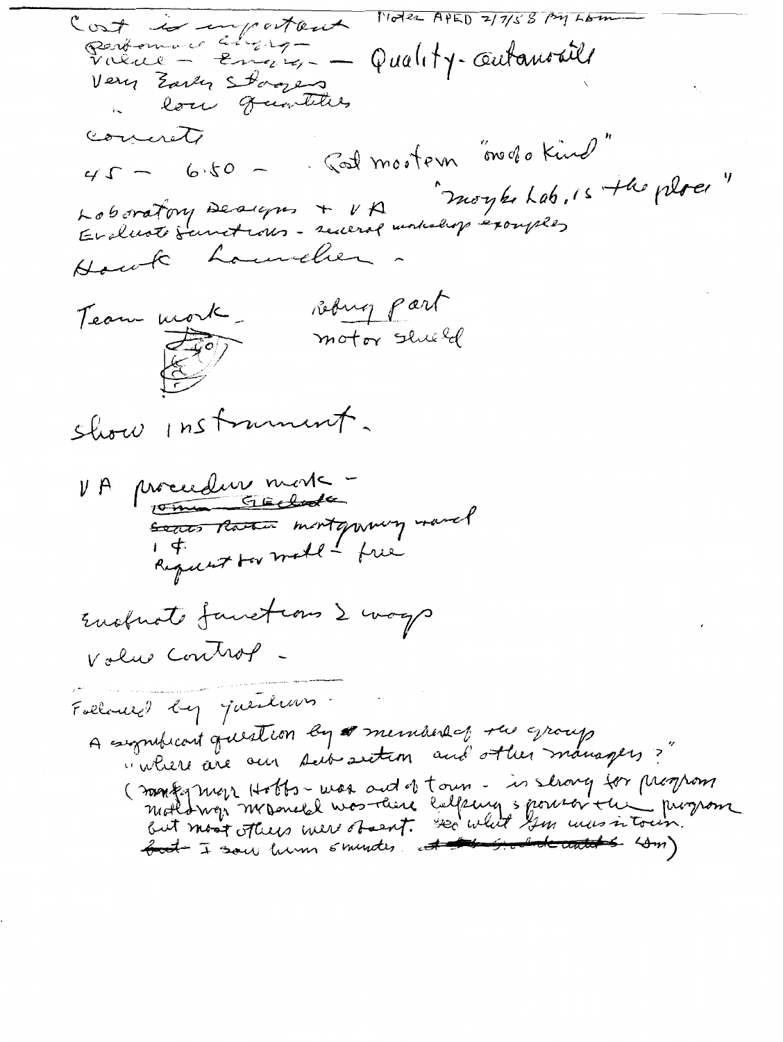Cost is important — Notes APED 2/7/58 by LDM —

Performance Engineering —
Value — Energy — Quality - automobile
Very Early Stages
" low quantities

concrete

45 — 6.50 — Cost modern "one of a kind"

Laboratory Designs + VA "maybe Lab. is the place"
Evaluate functions - several workshop examples

Hawk Launcher -

Team work — Rebuy part
motor shield

show instrument.

VA procedure work -
~~Omm GEclade~~
~~Sears Roebuck~~ montgomery ward
1 ¢
Request for mail - free

Evaluate functions 2 ways

Value Control -

Followed by questions -

A significant question by a member of the group
"Where are our sub-section and other managers?"
(Mfg mgr Hobbs - was out of town - is strong for program
Mktg mgr McDonald was there helping sponsor the program
but most others were absent. See what Jim was in town.
~~but~~ I saw him 5 minutes ~~at~~ LDM)